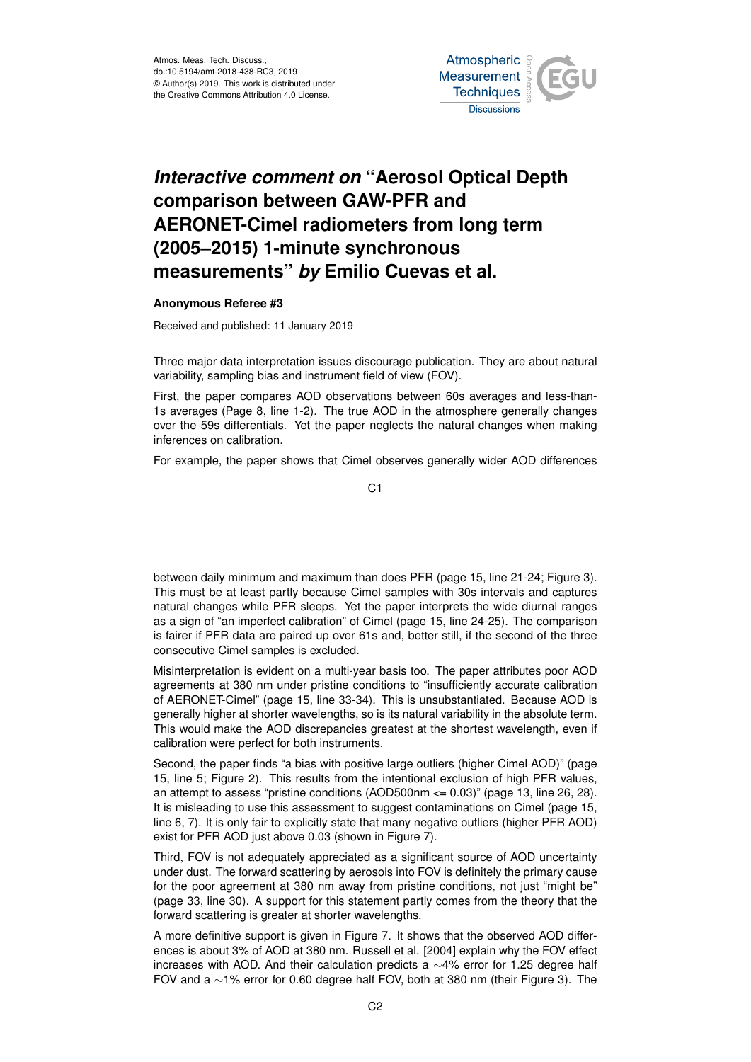# *Interactive comment on* "Aerosol Optical Depth comparison between GAW-PFR and AERONET-Cimel radiometers from long term (2005–2015) 1-minute synchronous measurements" *by* Emilio Cuevas et al.

**Anonymous Referee #3**

Received and published: 11 January 2019

Three major data interpretation issues discourage publication. They are about natural variability, sampling bias and instrument field of view (FOV).

First, the paper compares AOD observations between 60s averages and less-than-1s averages (Page 8, line 1-2). The true AOD in the atmosphere generally changes over the 59s differentials. Yet the paper neglects the natural changes when making inferences on calibration.

For example, the paper shows that Cimel observes generally wider AOD differences between daily minimum and maximum than does PFR (page 15, line 21-24; Figure 3). This must be at least partly because Cimel samples with 30s intervals and captures natural changes while PFR sleeps. Yet the paper interprets the wide diurnal ranges as a sign of "an imperfect calibration" of Cimel (page 15, line 24-25). The comparison is fairer if PFR data are paired up over 61s and, better still, if the second of the three consecutive Cimel samples is excluded.

Misinterpretation is evident on a multi-year basis too. The paper attributes poor AOD agreements at 380 nm under pristine conditions to "insufficiently accurate calibration of AERONET-Cimel" (page 15, line 33-34). This is unsubstantiated. Because AOD is generally higher at shorter wavelengths, so is its natural variability in the absolute term. This would make the AOD discrepancies greatest at the shortest wavelength, even if calibration were perfect for both instruments.

Second, the paper finds "a bias with positive large outliers (higher Cimel AOD)" (page 15, line 5; Figure 2). This results from the intentional exclusion of high PFR values, an attempt to assess "pristine conditions (AOD500nm <= 0.03)" (page 13, line 26, 28). It is misleading to use this assessment to suggest contaminations on Cimel (page 15, line 6, 7). It is only fair to explicitly state that many negative outliers (higher PFR AOD) exist for PFR AOD just above 0.03 (shown in Figure 7).

Third, FOV is not adequately appreciated as a significant source of AOD uncertainty under dust. The forward scattering by aerosols into FOV is definitely the primary cause for the poor agreement at 380 nm away from pristine conditions, not just "might be" (page 33, line 30). A support for this statement partly comes from the theory that the forward scattering is greater at shorter wavelengths.

A more definitive support is given in Figure 7. It shows that the observed AOD differences is about 3% of AOD at 380 nm. Russell et al. [2004] explain why the FOV effect increases with AOD. And their calculation predicts a ~4% error for 1.25 degree half FOV and a ~1% error for 0.60 degree half FOV, both at 380 nm (their Figure 3). The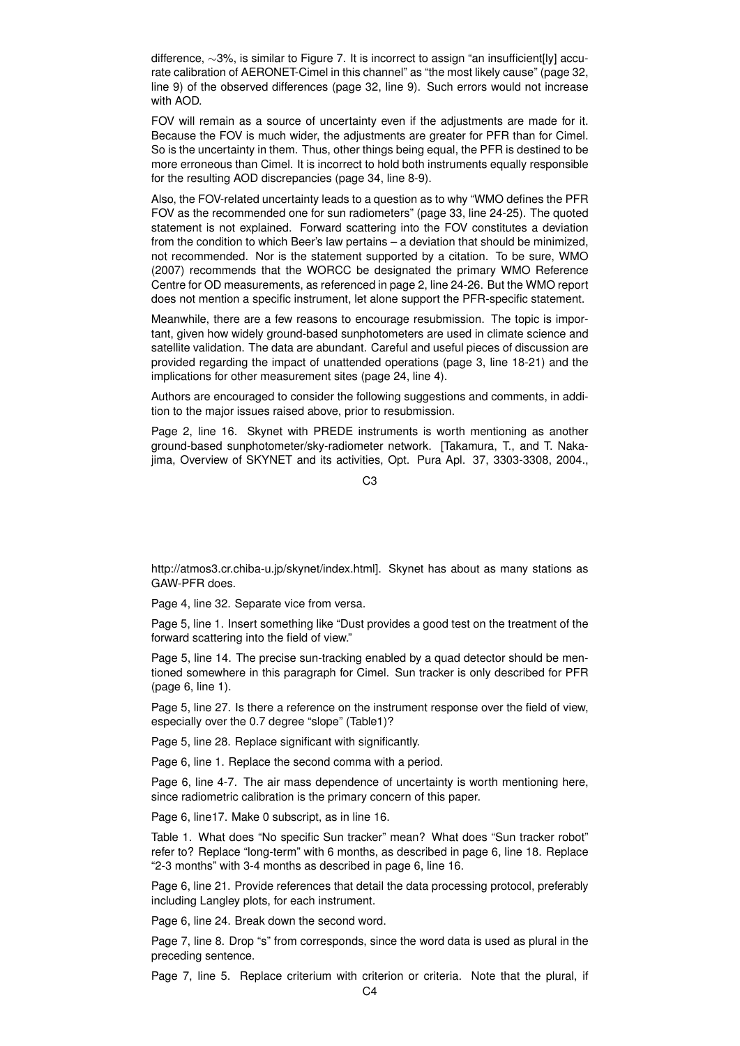difference, ∼3%, is similar to Figure 7. It is incorrect to assign "an insufficient[ly] accurate calibration of AERONET-Cimel in this channel" as "the most likely cause" (page 32, line 9) of the observed differences (page 32, line 9). Such errors would not increase with AOD.

FOV will remain as a source of uncertainty even if the adjustments are made for it. Because the FOV is much wider, the adjustments are greater for PFR than for Cimel. So is the uncertainty in them. Thus, other things being equal, the PFR is destined to be more erroneous than Cimel. It is incorrect to hold both instruments equally responsible for the resulting AOD discrepancies (page 34, line 8-9).

Also, the FOV-related uncertainty leads to a question as to why "WMO defines the PFR FOV as the recommended one for sun radiometers" (page 33, line 24-25). The quoted statement is not explained. Forward scattering into the FOV constitutes a deviation from the condition to which Beer's law pertains – a deviation that should be minimized, not recommended. Nor is the statement supported by a citation. To be sure, WMO (2007) recommends that the WORCC be designated the primary WMO Reference Centre for OD measurements, as referenced in page 2, line 24-26. But the WMO report does not mention a specific instrument, let alone support the PFR-specific statement.

Meanwhile, there are a few reasons to encourage resubmission. The topic is important, given how widely ground-based sunphotometers are used in climate science and satellite validation. The data are abundant. Careful and useful pieces of discussion are provided regarding the impact of unattended operations (page 3, line 18-21) and the implications for other measurement sites (page 24, line 4).

Authors are encouraged to consider the following suggestions and comments, in addition to the major issues raised above, prior to resubmission.

Page 2, line 16. Skynet with PREDE instruments is worth mentioning as another ground-based sunphotometer/sky-radiometer network. [Takamura, T., and T. Nakajima, Overview of SKYNET and its activities, Opt. Pura Apl. 37, 3303-3308, 2004., http://atmos3.cr.chiba-u.jp/skynet/index.html]. Skynet has about as many stations as GAW-PFR does.

Page 4, line 32. Separate vice from versa.

Page 5, line 1. Insert something like "Dust provides a good test on the treatment of the forward scattering into the field of view."

Page 5, line 14. The precise sun-tracking enabled by a quad detector should be mentioned somewhere in this paragraph for Cimel. Sun tracker is only described for PFR (page 6, line 1).

Page 5, line 27. Is there a reference on the instrument response over the field of view, especially over the 0.7 degree "slope" (Table1)?

Page 5, line 28. Replace significant with significantly.

Page 6, line 1. Replace the second comma with a period.

Page 6, line 4-7. The air mass dependence of uncertainty is worth mentioning here, since radiometric calibration is the primary concern of this paper.

Page 6, line17. Make 0 subscript, as in line 16.

Table 1. What does "No specific Sun tracker" mean? What does "Sun tracker robot" refer to? Replace "long-term" with 6 months, as described in page 6, line 18. Replace "2-3 months" with 3-4 months as described in page 6, line 16.

Page 6, line 21. Provide references that detail the data processing protocol, preferably including Langley plots, for each instrument.

Page 6, line 24. Break down the second word.

Page 7, line 8. Drop "s" from corresponds, since the word data is used as plural in the preceding sentence.

Page 7, line 5. Replace criterium with criterion or criteria. Note that the plural, if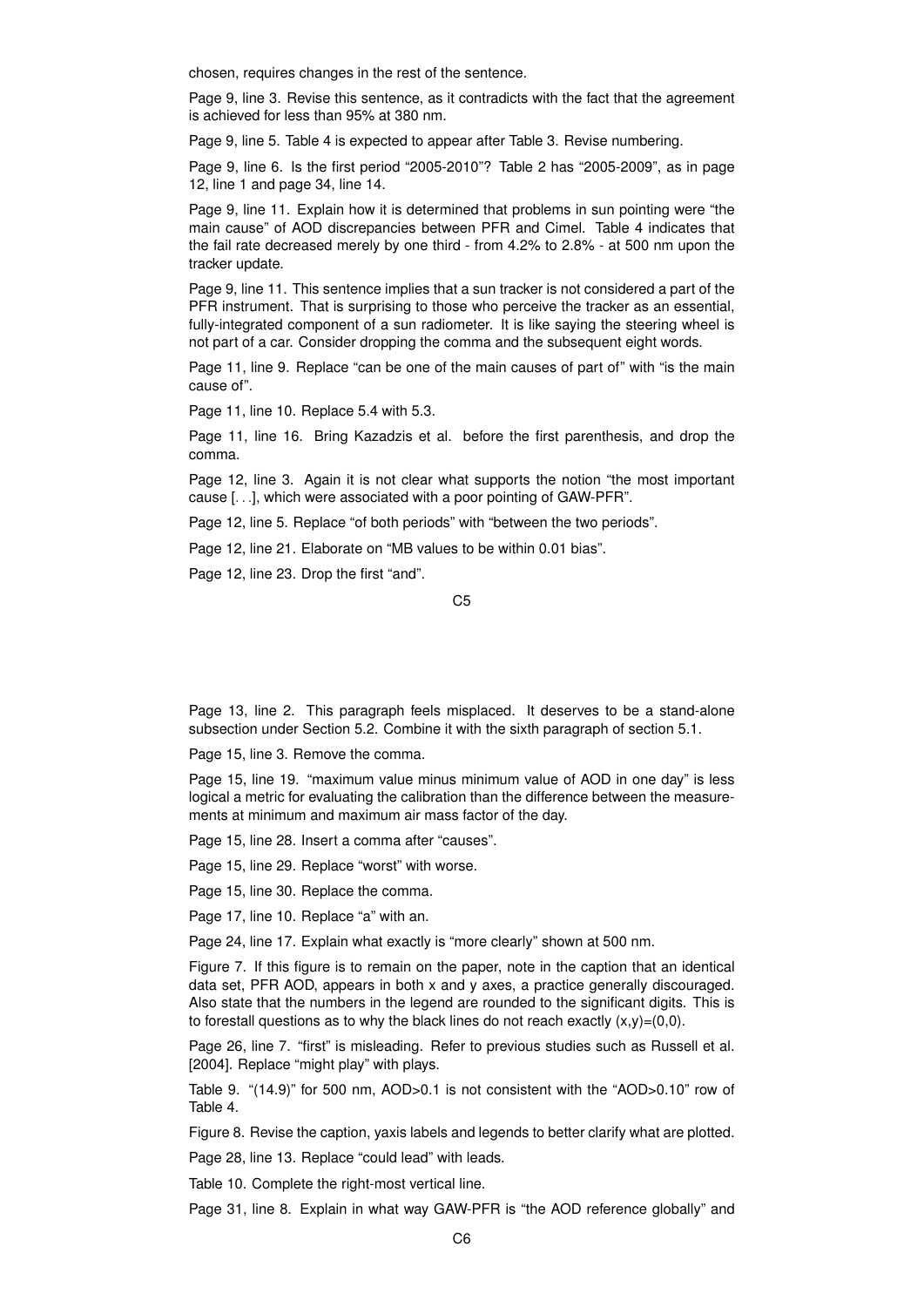chosen, requires changes in the rest of the sentence.

Page 9, line 3. Revise this sentence, as it contradicts with the fact that the agreement is achieved for less than 95% at 380 nm.

Page 9, line 5. Table 4 is expected to appear after Table 3. Revise numbering.

Page 9, line 6. Is the first period "2005-2010"? Table 2 has "2005-2009", as in page 12, line 1 and page 34, line 14.

Page 9, line 11. Explain how it is determined that problems in sun pointing were "the main cause" of AOD discrepancies between PFR and Cimel. Table 4 indicates that the fail rate decreased merely by one third - from 4.2% to 2.8% - at 500 nm upon the tracker update.

Page 9, line 11. This sentence implies that a sun tracker is not considered a part of the PFR instrument. That is surprising to those who perceive the tracker as an essential, fully-integrated component of a sun radiometer. It is like saying the steering wheel is not part of a car. Consider dropping the comma and the subsequent eight words.

Page 11, line 9. Replace "can be one of the main causes of part of" with "is the main cause of".

Page 11, line 10. Replace 5.4 with 5.3.

Page 11, line 16. Bring Kazadzis et al. before the first parenthesis, and drop the comma.

Page 12, line 3. Again it is not clear what supports the notion "the most important cause [. . .], which were associated with a poor pointing of GAW-PFR".

Page 12, line 5. Replace "of both periods" with "between the two periods".

Page 12, line 21. Elaborate on "MB values to be within 0.01 bias".

Page 12, line 23. Drop the first "and".

Page 13, line 2. This paragraph feels misplaced. It deserves to be a stand-alone subsection under Section 5.2. Combine it with the sixth paragraph of section 5.1.

Page 15, line 3. Remove the comma.

Page 15, line 19. "maximum value minus minimum value of AOD in one day" is less logical a metric for evaluating the calibration than the difference between the measurements at minimum and maximum air mass factor of the day.

Page 15, line 28. Insert a comma after "causes".

Page 15, line 29. Replace "worst" with worse.

Page 15, line 30. Replace the comma.

Page 17, line 10. Replace "a" with an.

Page 24, line 17. Explain what exactly is "more clearly" shown at 500 nm.

Figure 7. If this figure is to remain on the paper, note in the caption that an identical data set, PFR AOD, appears in both x and y axes, a practice generally discouraged. Also state that the numbers in the legend are rounded to the significant digits. This is to forestall questions as to why the black lines do not reach exactly $(x,y)=(0,0)$.

Page 26, line 7. "first" is misleading. Refer to previous studies such as Russell et al. [2004]. Replace "might play" with plays.

Table 9. "(14.9)" for 500 nm, AOD>0.1 is not consistent with the "AOD>0.10" row of Table 4.

Figure 8. Revise the caption, yaxis labels and legends to better clarify what are plotted.

Page 28, line 13. Replace "could lead" with leads.

Table 10. Complete the right-most vertical line.

Page 31, line 8. Explain in what way GAW-PFR is "the AOD reference globally" and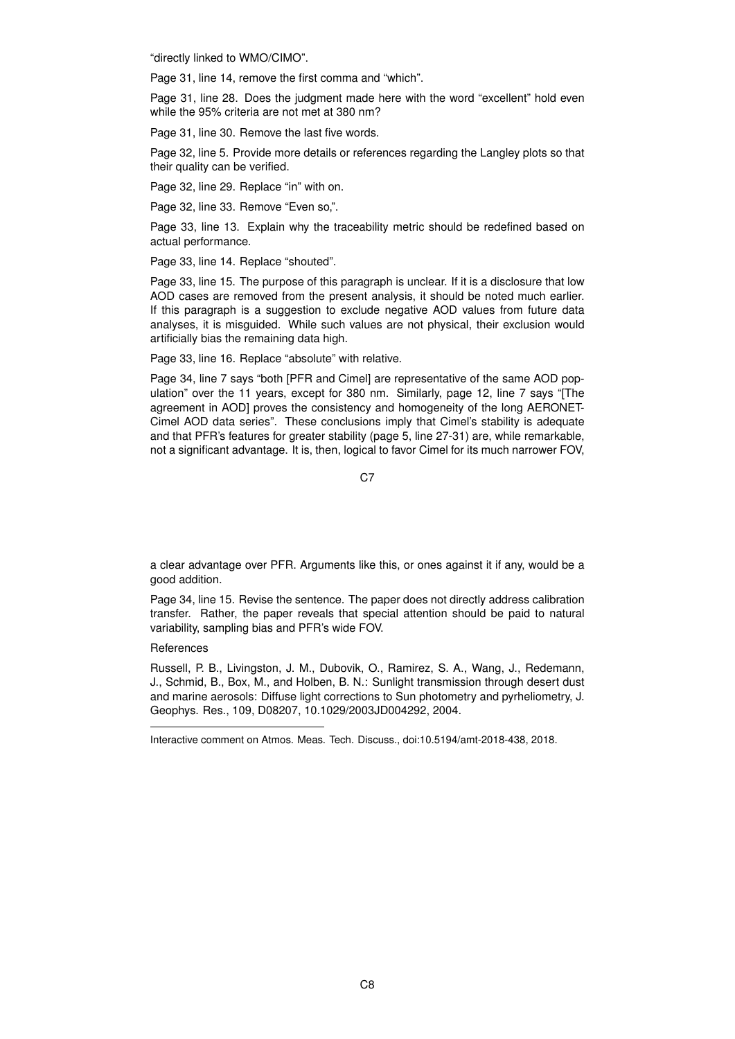"directly linked to WMO/CIMO".

Page 31, line 14, remove the first comma and "which".

Page 31, line 28. Does the judgment made here with the word "excellent" hold even while the 95% criteria are not met at 380 nm?

Page 31, line 30. Remove the last five words.

Page 32, line 5. Provide more details or references regarding the Langley plots so that their quality can be verified.

Page 32, line 29. Replace "in" with on.

Page 32, line 33. Remove "Even so,".

Page 33, line 13. Explain why the traceability metric should be redefined based on actual performance.

Page 33, line 14. Replace "shouted".

Page 33, line 15. The purpose of this paragraph is unclear. If it is a disclosure that low AOD cases are removed from the present analysis, it should be noted much earlier. If this paragraph is a suggestion to exclude negative AOD values from future data analyses, it is misguided. While such values are not physical, their exclusion would artificially bias the remaining data high.

Page 33, line 16. Replace "absolute" with relative.

Page 34, line 7 says "both [PFR and Cimel] are representative of the same AOD population" over the 11 years, except for 380 nm. Similarly, page 12, line 7 says "[The agreement in AOD] proves the consistency and homogeneity of the long AERONET-Cimel AOD data series". These conclusions imply that Cimel's stability is adequate and that PFR's features for greater stability (page 5, line 27-31) are, while remarkable, not a significant advantage. It is, then, logical to favor Cimel for its much narrower FOV, a clear advantage over PFR. Arguments like this, or ones against it if any, would be a good addition.

Page 34, line 15. Revise the sentence. The paper does not directly address calibration transfer. Rather, the paper reveals that special attention should be paid to natural variability, sampling bias and PFR's wide FOV.

References

Russell, P. B., Livingston, J. M., Dubovik, O., Ramirez, S. A., Wang, J., Redemann, J., Schmid, B., Box, M., and Holben, B. N.: Sunlight transmission through desert dust and marine aerosols: Diffuse light corrections to Sun photometry and pyrheliometry, J. Geophys. Res., 109, D08207, 10.1029/2003JD004292, 2004.

---

Interactive comment on Atmos. Meas. Tech. Discuss., doi:10.5194/amt-2018-438, 2018.